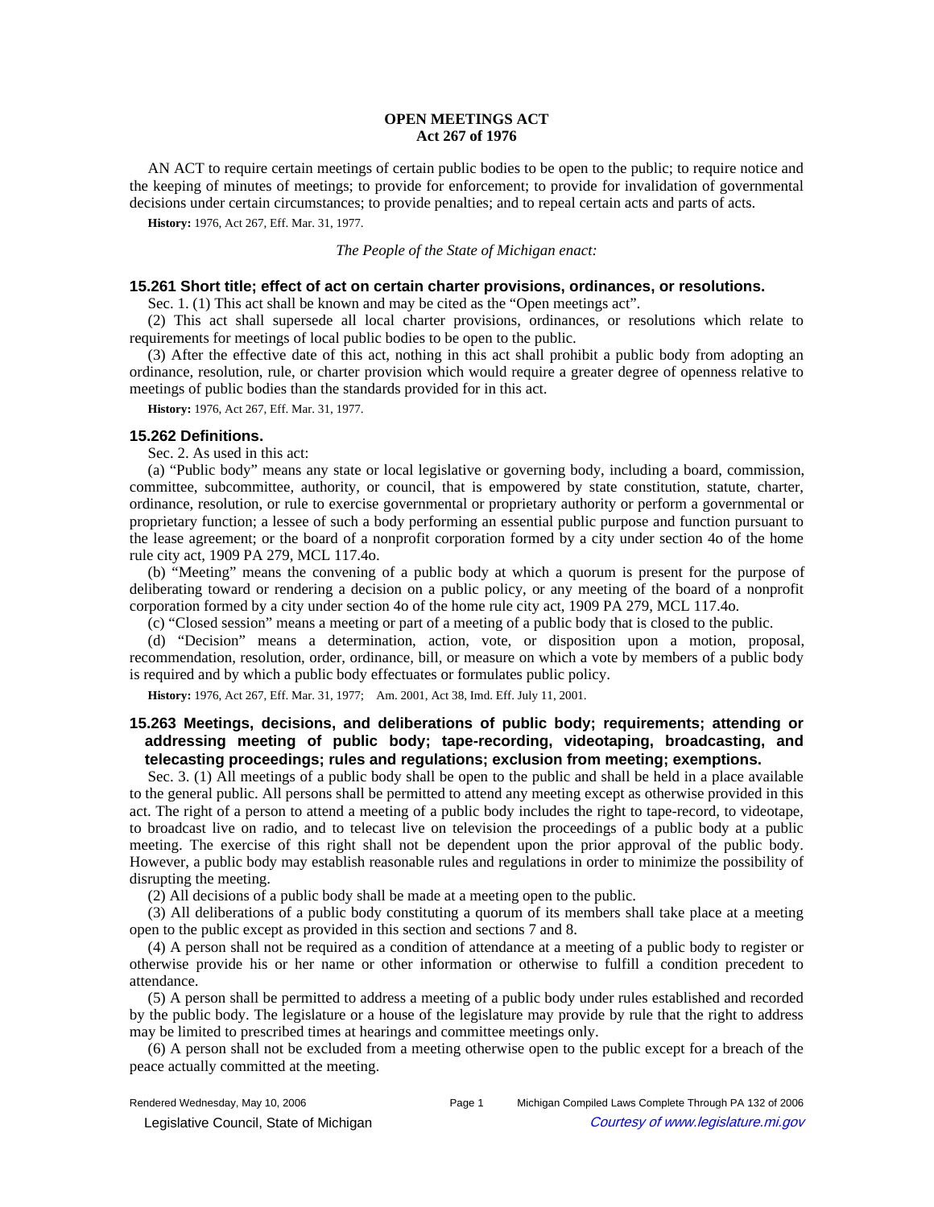# OPEN MEETINGS ACT
## Act 267 of 1976

AN ACT to require certain meetings of certain public bodies to be open to the public; to require notice and the keeping of minutes of meetings; to provide for enforcement; to provide for invalidation of governmental decisions under certain circumstances; to provide penalties; and to repeal certain acts and parts of acts.

**History:** 1976, Act 267, Eff. Mar. 31, 1977.

*The People of the State of Michigan enact:*

### 15.261 Short title; effect of act on certain charter provisions, ordinances, or resolutions.

Sec. 1. (1) This act shall be known and may be cited as the "Open meetings act".

(2) This act shall supersede all local charter provisions, ordinances, or resolutions which relate to requirements for meetings of local public bodies to be open to the public.

(3) After the effective date of this act, nothing in this act shall prohibit a public body from adopting an ordinance, resolution, rule, or charter provision which would require a greater degree of openness relative to meetings of public bodies than the standards provided for in this act.

**History:** 1976, Act 267, Eff. Mar. 31, 1977.

### 15.262 Definitions.

Sec. 2. As used in this act:

(a) "Public body" means any state or local legislative or governing body, including a board, commission, committee, subcommittee, authority, or council, that is empowered by state constitution, statute, charter, ordinance, resolution, or rule to exercise governmental or proprietary authority or perform a governmental or proprietary function; a lessee of such a body performing an essential public purpose and function pursuant to the lease agreement; or the board of a nonprofit corporation formed by a city under section 4o of the home rule city act, 1909 PA 279, MCL 117.4o.

(b) "Meeting" means the convening of a public body at which a quorum is present for the purpose of deliberating toward or rendering a decision on a public policy, or any meeting of the board of a nonprofit corporation formed by a city under section 4o of the home rule city act, 1909 PA 279, MCL 117.4o.

(c) "Closed session" means a meeting or part of a meeting of a public body that is closed to the public.

(d) "Decision" means a determination, action, vote, or disposition upon a motion, proposal, recommendation, resolution, order, ordinance, bill, or measure on which a vote by members of a public body is required and by which a public body effectuates or formulates public policy.

**History:** 1976, Act 267, Eff. Mar. 31, 1977; Am. 2001, Act 38, Imd. Eff. July 11, 2001.

### 15.263 Meetings, decisions, and deliberations of public body; requirements; attending or addressing meeting of public body; tape-recording, videotaping, broadcasting, and telecasting proceedings; rules and regulations; exclusion from meeting; exemptions.

Sec. 3. (1) All meetings of a public body shall be open to the public and shall be held in a place available to the general public. All persons shall be permitted to attend any meeting except as otherwise provided in this act. The right of a person to attend a meeting of a public body includes the right to tape-record, to videotape, to broadcast live on radio, and to telecast live on television the proceedings of a public body at a public meeting. The exercise of this right shall not be dependent upon the prior approval of the public body. However, a public body may establish reasonable rules and regulations in order to minimize the possibility of disrupting the meeting.

(2) All decisions of a public body shall be made at a meeting open to the public.

(3) All deliberations of a public body constituting a quorum of its members shall take place at a meeting open to the public except as provided in this section and sections 7 and 8.

(4) A person shall not be required as a condition of attendance at a meeting of a public body to register or otherwise provide his or her name or other information or otherwise to fulfill a condition precedent to attendance.

(5) A person shall be permitted to address a meeting of a public body under rules established and recorded by the public body. The legislature or a house of the legislature may provide by rule that the right to address may be limited to prescribed times at hearings and committee meetings only.

(6) A person shall not be excluded from a meeting otherwise open to the public except for a breach of the peace actually committed at the meeting.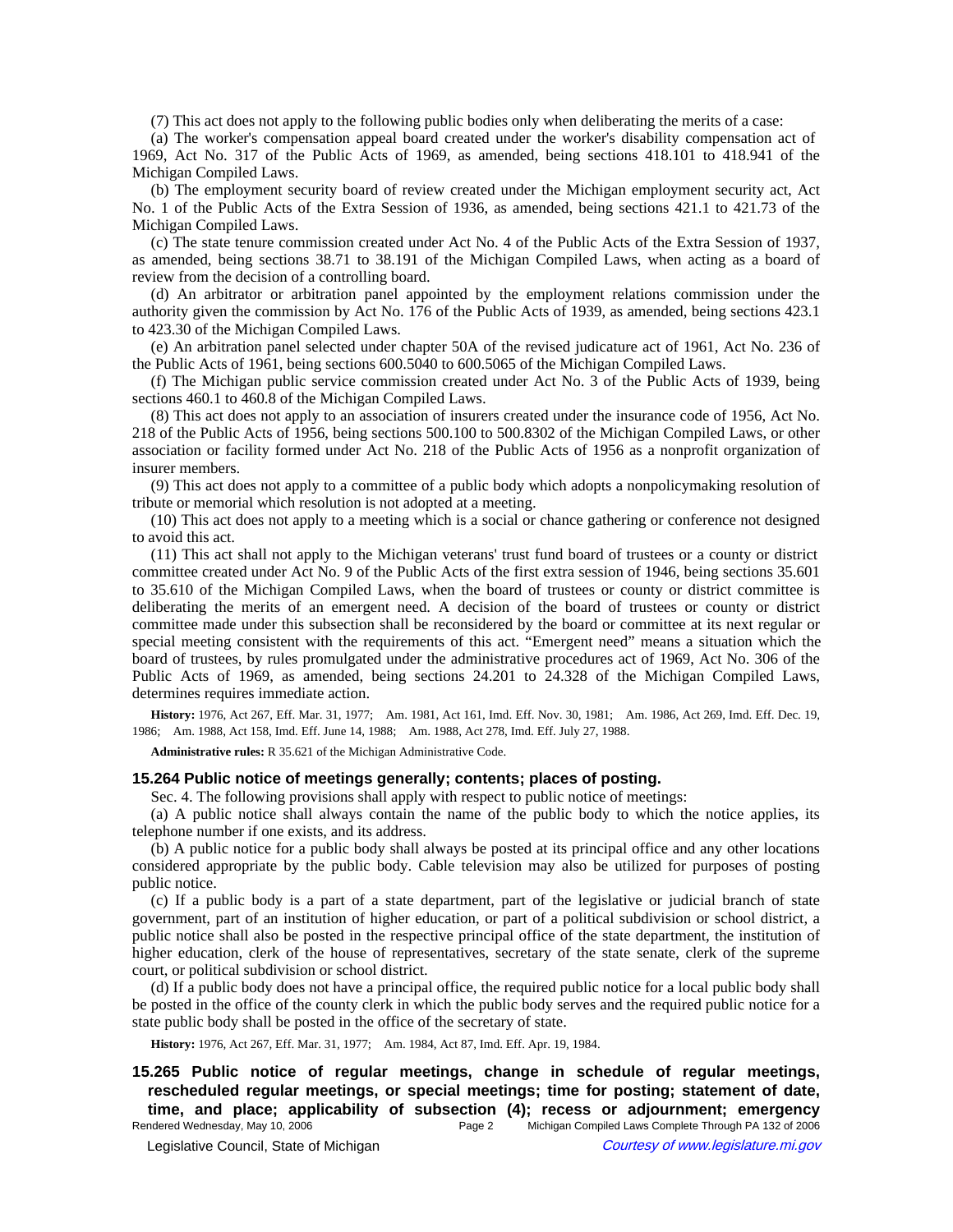(7) This act does not apply to the following public bodies only when deliberating the merits of a case:

(a) The worker's compensation appeal board created under the worker's disability compensation act of 1969, Act No. 317 of the Public Acts of 1969, as amended, being sections 418.101 to 418.941 of the Michigan Compiled Laws.

(b) The employment security board of review created under the Michigan employment security act, Act No. 1 of the Public Acts of the Extra Session of 1936, as amended, being sections 421.1 to 421.73 of the Michigan Compiled Laws.

(c) The state tenure commission created under Act No. 4 of the Public Acts of the Extra Session of 1937, as amended, being sections 38.71 to 38.191 of the Michigan Compiled Laws, when acting as a board of review from the decision of a controlling board.

(d) An arbitrator or arbitration panel appointed by the employment relations commission under the authority given the commission by Act No. 176 of the Public Acts of 1939, as amended, being sections 423.1 to 423.30 of the Michigan Compiled Laws.

(e) An arbitration panel selected under chapter 50A of the revised judicature act of 1961, Act No. 236 of the Public Acts of 1961, being sections 600.5040 to 600.5065 of the Michigan Compiled Laws.

(f) The Michigan public service commission created under Act No. 3 of the Public Acts of 1939, being sections 460.1 to 460.8 of the Michigan Compiled Laws.

(8) This act does not apply to an association of insurers created under the insurance code of 1956, Act No. 218 of the Public Acts of 1956, being sections 500.100 to 500.8302 of the Michigan Compiled Laws, or other association or facility formed under Act No. 218 of the Public Acts of 1956 as a nonprofit organization of insurer members.

(9) This act does not apply to a committee of a public body which adopts a nonpolicymaking resolution of tribute or memorial which resolution is not adopted at a meeting.

(10) This act does not apply to a meeting which is a social or chance gathering or conference not designed to avoid this act.

(11) This act shall not apply to the Michigan veterans' trust fund board of trustees or a county or district committee created under Act No. 9 of the Public Acts of the first extra session of 1946, being sections 35.601 to 35.610 of the Michigan Compiled Laws, when the board of trustees or county or district committee is deliberating the merits of an emergent need. A decision of the board of trustees or county or district committee made under this subsection shall be reconsidered by the board or committee at its next regular or special meeting consistent with the requirements of this act. "Emergent need" means a situation which the board of trustees, by rules promulgated under the administrative procedures act of 1969, Act No. 306 of the Public Acts of 1969, as amended, being sections 24.201 to 24.328 of the Michigan Compiled Laws, determines requires immediate action.

**History:** 1976, Act 267, Eff. Mar. 31, 1977; Am. 1981, Act 161, Imd. Eff. Nov. 30, 1981; Am. 1986, Act 269, Imd. Eff. Dec. 19, 1986; Am. 1988, Act 158, Imd. Eff. June 14, 1988; Am. 1988, Act 278, Imd. Eff. July 27, 1988.

**Administrative rules:** R 35.621 of the Michigan Administrative Code.

### 15.264 Public notice of meetings generally; contents; places of posting.

Sec. 4. The following provisions shall apply with respect to public notice of meetings:

(a) A public notice shall always contain the name of the public body to which the notice applies, its telephone number if one exists, and its address.

(b) A public notice for a public body shall always be posted at its principal office and any other locations considered appropriate by the public body. Cable television may also be utilized for purposes of posting public notice.

(c) If a public body is a part of a state department, part of the legislative or judicial branch of state government, part of an institution of higher education, or part of a political subdivision or school district, a public notice shall also be posted in the respective principal office of the state department, the institution of higher education, clerk of the house of representatives, secretary of the state senate, clerk of the supreme court, or political subdivision or school district.

(d) If a public body does not have a principal office, the required public notice for a local public body shall be posted in the office of the county clerk in which the public body serves and the required public notice for a state public body shall be posted in the office of the secretary of state.

**History:** 1976, Act 267, Eff. Mar. 31, 1977; Am. 1984, Act 87, Imd. Eff. Apr. 19, 1984.

### 15.265 Public notice of regular meetings, change in schedule of regular meetings, rescheduled regular meetings, or special meetings; time for posting; statement of date, time, and place; applicability of subsection (4); recess or adjournment; emergency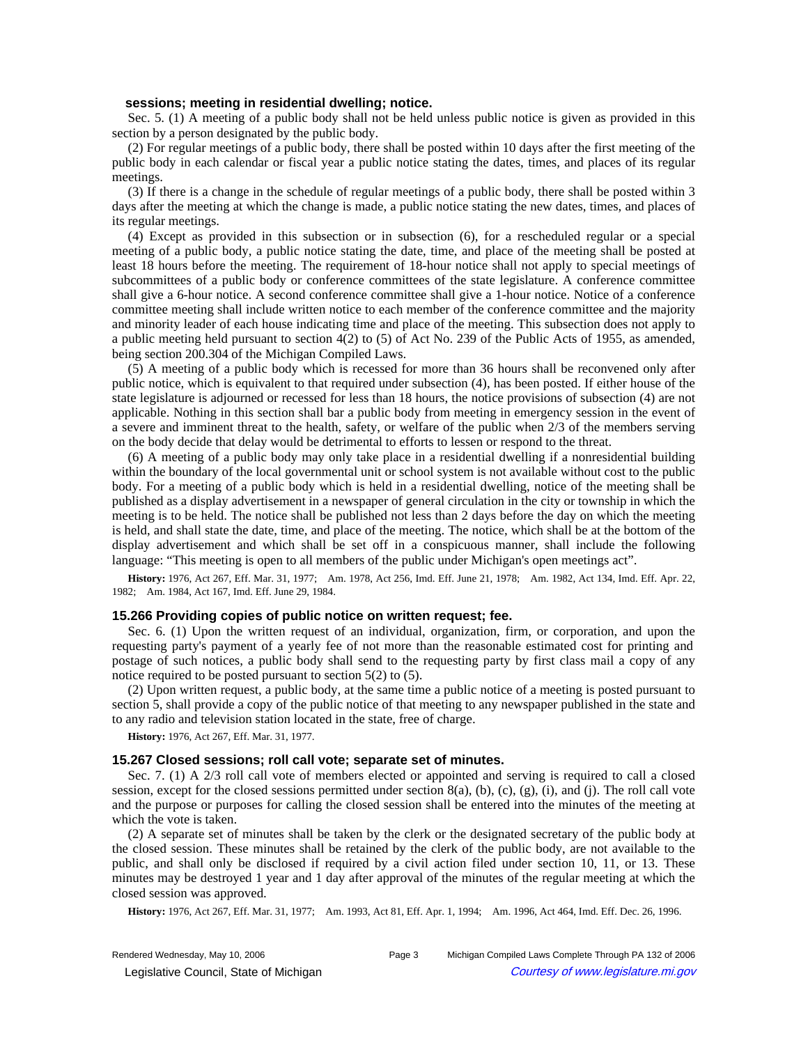**sessions; meeting in residential dwelling; notice.**

Sec. 5. (1) A meeting of a public body shall not be held unless public notice is given as provided in this section by a person designated by the public body.

(2) For regular meetings of a public body, there shall be posted within 10 days after the first meeting of the public body in each calendar or fiscal year a public notice stating the dates, times, and places of its regular meetings.

(3) If there is a change in the schedule of regular meetings of a public body, there shall be posted within 3 days after the meeting at which the change is made, a public notice stating the new dates, times, and places of its regular meetings.

(4) Except as provided in this subsection or in subsection (6), for a rescheduled regular or a special meeting of a public body, a public notice stating the date, time, and place of the meeting shall be posted at least 18 hours before the meeting. The requirement of 18-hour notice shall not apply to special meetings of subcommittees of a public body or conference committees of the state legislature. A conference committee shall give a 6-hour notice. A second conference committee shall give a 1-hour notice. Notice of a conference committee meeting shall include written notice to each member of the conference committee and the majority and minority leader of each house indicating time and place of the meeting. This subsection does not apply to a public meeting held pursuant to section 4(2) to (5) of Act No. 239 of the Public Acts of 1955, as amended, being section 200.304 of the Michigan Compiled Laws.

(5) A meeting of a public body which is recessed for more than 36 hours shall be reconvened only after public notice, which is equivalent to that required under subsection (4), has been posted. If either house of the state legislature is adjourned or recessed for less than 18 hours, the notice provisions of subsection (4) are not applicable. Nothing in this section shall bar a public body from meeting in emergency session in the event of a severe and imminent threat to the health, safety, or welfare of the public when 2/3 of the members serving on the body decide that delay would be detrimental to efforts to lessen or respond to the threat.

(6) A meeting of a public body may only take place in a residential dwelling if a nonresidential building within the boundary of the local governmental unit or school system is not available without cost to the public body. For a meeting of a public body which is held in a residential dwelling, notice of the meeting shall be published as a display advertisement in a newspaper of general circulation in the city or township in which the meeting is to be held. The notice shall be published not less than 2 days before the day on which the meeting is held, and shall state the date, time, and place of the meeting. The notice, which shall be at the bottom of the display advertisement and which shall be set off in a conspicuous manner, shall include the following language: "This meeting is open to all members of the public under Michigan's open meetings act".

**History:** 1976, Act 267, Eff. Mar. 31, 1977;—Am. 1978, Act 256, Imd. Eff. June 21, 1978;—Am. 1982, Act 134, Imd. Eff. Apr. 22, 1982;—Am. 1984, Act 167, Imd. Eff. June 29, 1984.

### 15.266 Providing copies of public notice on written request; fee.

Sec. 6. (1) Upon the written request of an individual, organization, firm, or corporation, and upon the requesting party's payment of a yearly fee of not more than the reasonable estimated cost for printing and postage of such notices, a public body shall send to the requesting party by first class mail a copy of any notice required to be posted pursuant to section 5(2) to (5).

(2) Upon written request, a public body, at the same time a public notice of a meeting is posted pursuant to section 5, shall provide a copy of the public notice of that meeting to any newspaper published in the state and to any radio and television station located in the state, free of charge.

**History:** 1976, Act 267, Eff. Mar. 31, 1977.

### 15.267 Closed sessions; roll call vote; separate set of minutes.

Sec. 7. (1) A 2/3 roll call vote of members elected or appointed and serving is required to call a closed session, except for the closed sessions permitted under section 8(a), (b), (c), (g), (i), and (j). The roll call vote and the purpose or purposes for calling the closed session shall be entered into the minutes of the meeting at which the vote is taken.

(2) A separate set of minutes shall be taken by the clerk or the designated secretary of the public body at the closed session. These minutes shall be retained by the clerk of the public body, are not available to the public, and shall only be disclosed if required by a civil action filed under section 10, 11, or 13. These minutes may be destroyed 1 year and 1 day after approval of the minutes of the regular meeting at which the closed session was approved.

**History:** 1976, Act 267, Eff. Mar. 31, 1977;—Am. 1993, Act 81, Eff. Apr. 1, 1994;—Am. 1996, Act 464, Imd. Eff. Dec. 26, 1996.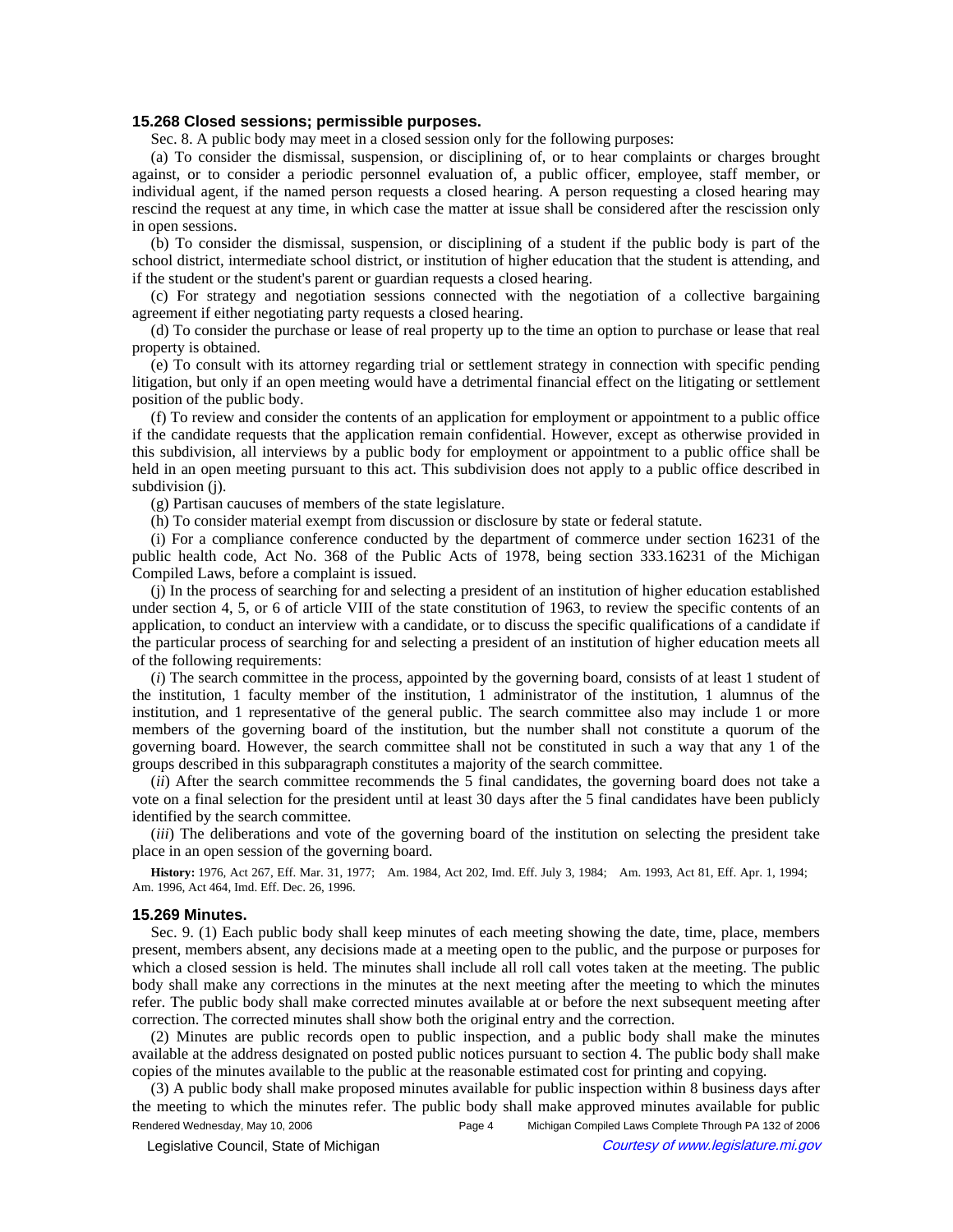### 15.268 Closed sessions; permissible purposes.

Sec. 8. A public body may meet in a closed session only for the following purposes:

(a) To consider the dismissal, suspension, or disciplining of, or to hear complaints or charges brought against, or to consider a periodic personnel evaluation of, a public officer, employee, staff member, or individual agent, if the named person requests a closed hearing. A person requesting a closed hearing may rescind the request at any time, in which case the matter at issue shall be considered after the rescission only in open sessions.

(b) To consider the dismissal, suspension, or disciplining of a student if the public body is part of the school district, intermediate school district, or institution of higher education that the student is attending, and if the student or the student's parent or guardian requests a closed hearing.

(c) For strategy and negotiation sessions connected with the negotiation of a collective bargaining agreement if either negotiating party requests a closed hearing.

(d) To consider the purchase or lease of real property up to the time an option to purchase or lease that real property is obtained.

(e) To consult with its attorney regarding trial or settlement strategy in connection with specific pending litigation, but only if an open meeting would have a detrimental financial effect on the litigating or settlement position of the public body.

(f) To review and consider the contents of an application for employment or appointment to a public office if the candidate requests that the application remain confidential. However, except as otherwise provided in this subdivision, all interviews by a public body for employment or appointment to a public office shall be held in an open meeting pursuant to this act. This subdivision does not apply to a public office described in subdivision (j).

(g) Partisan caucuses of members of the state legislature.

(h) To consider material exempt from discussion or disclosure by state or federal statute.

(i) For a compliance conference conducted by the department of commerce under section 16231 of the public health code, Act No. 368 of the Public Acts of 1978, being section 333.16231 of the Michigan Compiled Laws, before a complaint is issued.

(j) In the process of searching for and selecting a president of an institution of higher education established under section 4, 5, or 6 of article VIII of the state constitution of 1963, to review the specific contents of an application, to conduct an interview with a candidate, or to discuss the specific qualifications of a candidate if the particular process of searching for and selecting a president of an institution of higher education meets all of the following requirements:

(*i*) The search committee in the process, appointed by the governing board, consists of at least 1 student of the institution, 1 faculty member of the institution, 1 administrator of the institution, 1 alumnus of the institution, and 1 representative of the general public. The search committee also may include 1 or more members of the governing board of the institution, but the number shall not constitute a quorum of the governing board. However, the search committee shall not be constituted in such a way that any 1 of the groups described in this subparagraph constitutes a majority of the search committee.

(*ii*) After the search committee recommends the 5 final candidates, the governing board does not take a vote on a final selection for the president until at least 30 days after the 5 final candidates have been publicly identified by the search committee.

(*iii*) The deliberations and vote of the governing board of the institution on selecting the president take place in an open session of the governing board.

**History:** 1976, Act 267, Eff. Mar. 31, 1977;—Am. 1984, Act 202, Imd. Eff. July 3, 1984;—Am. 1993, Act 81, Eff. Apr. 1, 1994;—Am. 1996, Act 464, Imd. Eff. Dec. 26, 1996.

### 15.269 Minutes.

Sec. 9. (1) Each public body shall keep minutes of each meeting showing the date, time, place, members present, members absent, any decisions made at a meeting open to the public, and the purpose or purposes for which a closed session is held. The minutes shall include all roll call votes taken at the meeting. The public body shall make any corrections in the minutes at the next meeting after the meeting to which the minutes refer. The public body shall make corrected minutes available at or before the next subsequent meeting after correction. The corrected minutes shall show both the original entry and the correction.

(2) Minutes are public records open to public inspection, and a public body shall make the minutes available at the address designated on posted public notices pursuant to section 4. The public body shall make copies of the minutes available to the public at the reasonable estimated cost for printing and copying.

(3) A public body shall make proposed minutes available for public inspection within 8 business days after the meeting to which the minutes refer. The public body shall make approved minutes available for public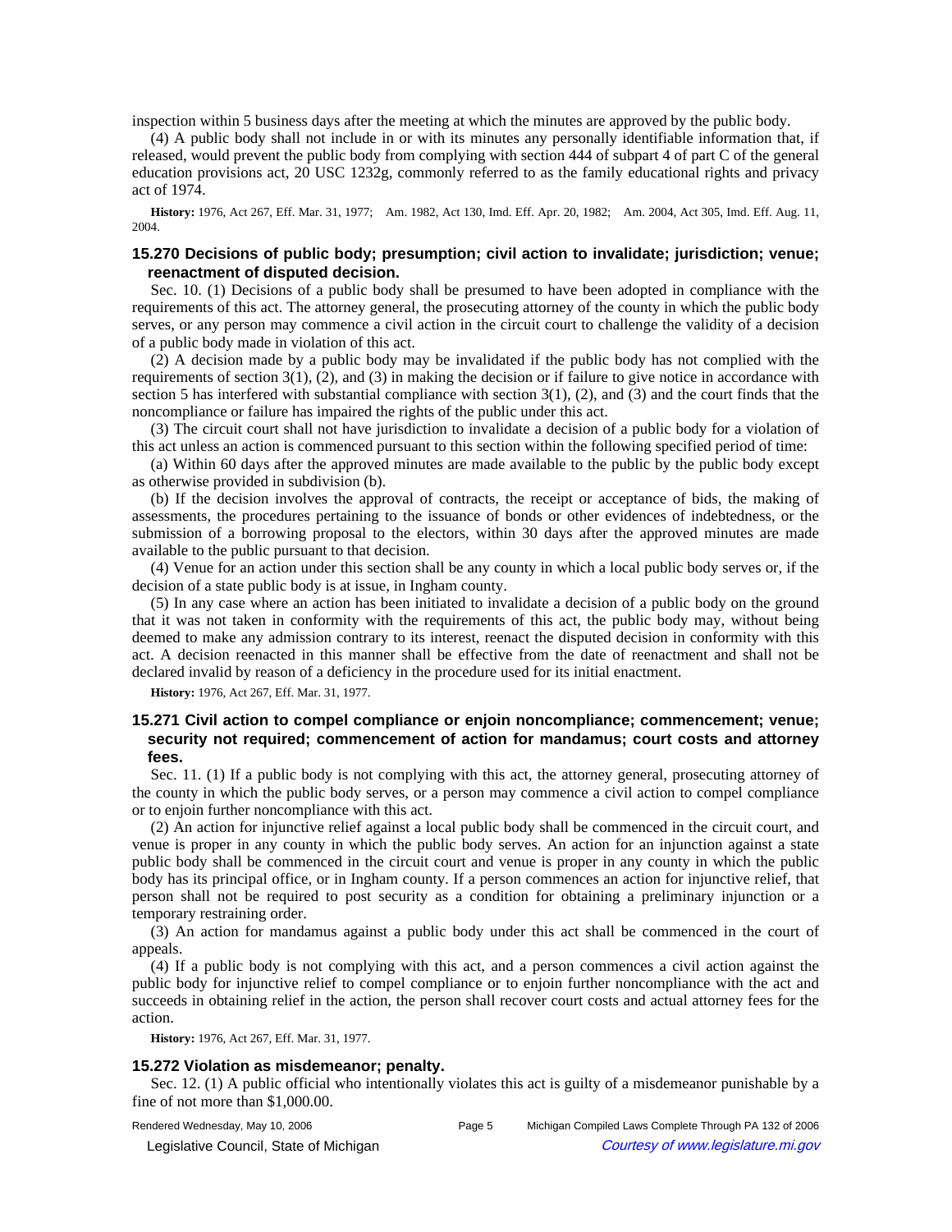inspection within 5 business days after the meeting at which the minutes are approved by the public body.

(4) A public body shall not include in or with its minutes any personally identifiable information that, if released, would prevent the public body from complying with section 444 of subpart 4 of part C of the general education provisions act, 20 USC 1232g, commonly referred to as the family educational rights and privacy act of 1974.

**History:** 1976, Act 267, Eff. Mar. 31, 1977; Am. 1982, Act 130, Imd. Eff. Apr. 20, 1982; Am. 2004, Act 305, Imd. Eff. Aug. 11, 2004.

### 15.270 Decisions of public body; presumption; civil action to invalidate; jurisdiction; venue; reenactment of disputed decision.

Sec. 10. (1) Decisions of a public body shall be presumed to have been adopted in compliance with the requirements of this act. The attorney general, the prosecuting attorney of the county in which the public body serves, or any person may commence a civil action in the circuit court to challenge the validity of a decision of a public body made in violation of this act.

(2) A decision made by a public body may be invalidated if the public body has not complied with the requirements of section 3(1), (2), and (3) in making the decision or if failure to give notice in accordance with section 5 has interfered with substantial compliance with section 3(1), (2), and (3) and the court finds that the noncompliance or failure has impaired the rights of the public under this act.

(3) The circuit court shall not have jurisdiction to invalidate a decision of a public body for a violation of this act unless an action is commenced pursuant to this section within the following specified period of time:

(a) Within 60 days after the approved minutes are made available to the public by the public body except as otherwise provided in subdivision (b).

(b) If the decision involves the approval of contracts, the receipt or acceptance of bids, the making of assessments, the procedures pertaining to the issuance of bonds or other evidences of indebtedness, or the submission of a borrowing proposal to the electors, within 30 days after the approved minutes are made available to the public pursuant to that decision.

(4) Venue for an action under this section shall be any county in which a local public body serves or, if the decision of a state public body is at issue, in Ingham county.

(5) In any case where an action has been initiated to invalidate a decision of a public body on the ground that it was not taken in conformity with the requirements of this act, the public body may, without being deemed to make any admission contrary to its interest, reenact the disputed decision in conformity with this act. A decision reenacted in this manner shall be effective from the date of reenactment and shall not be declared invalid by reason of a deficiency in the procedure used for its initial enactment.

**History:** 1976, Act 267, Eff. Mar. 31, 1977.

### 15.271 Civil action to compel compliance or enjoin noncompliance; commencement; venue; security not required; commencement of action for mandamus; court costs and attorney fees.

Sec. 11. (1) If a public body is not complying with this act, the attorney general, prosecuting attorney of the county in which the public body serves, or a person may commence a civil action to compel compliance or to enjoin further noncompliance with this act.

(2) An action for injunctive relief against a local public body shall be commenced in the circuit court, and venue is proper in any county in which the public body serves. An action for an injunction against a state public body shall be commenced in the circuit court and venue is proper in any county in which the public body has its principal office, or in Ingham county. If a person commences an action for injunctive relief, that person shall not be required to post security as a condition for obtaining a preliminary injunction or a temporary restraining order.

(3) An action for mandamus against a public body under this act shall be commenced in the court of appeals.

(4) If a public body is not complying with this act, and a person commences a civil action against the public body for injunctive relief to compel compliance or to enjoin further noncompliance with the act and succeeds in obtaining relief in the action, the person shall recover court costs and actual attorney fees for the action.

**History:** 1976, Act 267, Eff. Mar. 31, 1977.

### 15.272 Violation as misdemeanor; penalty.

Sec. 12. (1) A public official who intentionally violates this act is guilty of a misdemeanor punishable by a fine of not more than $1,000.00.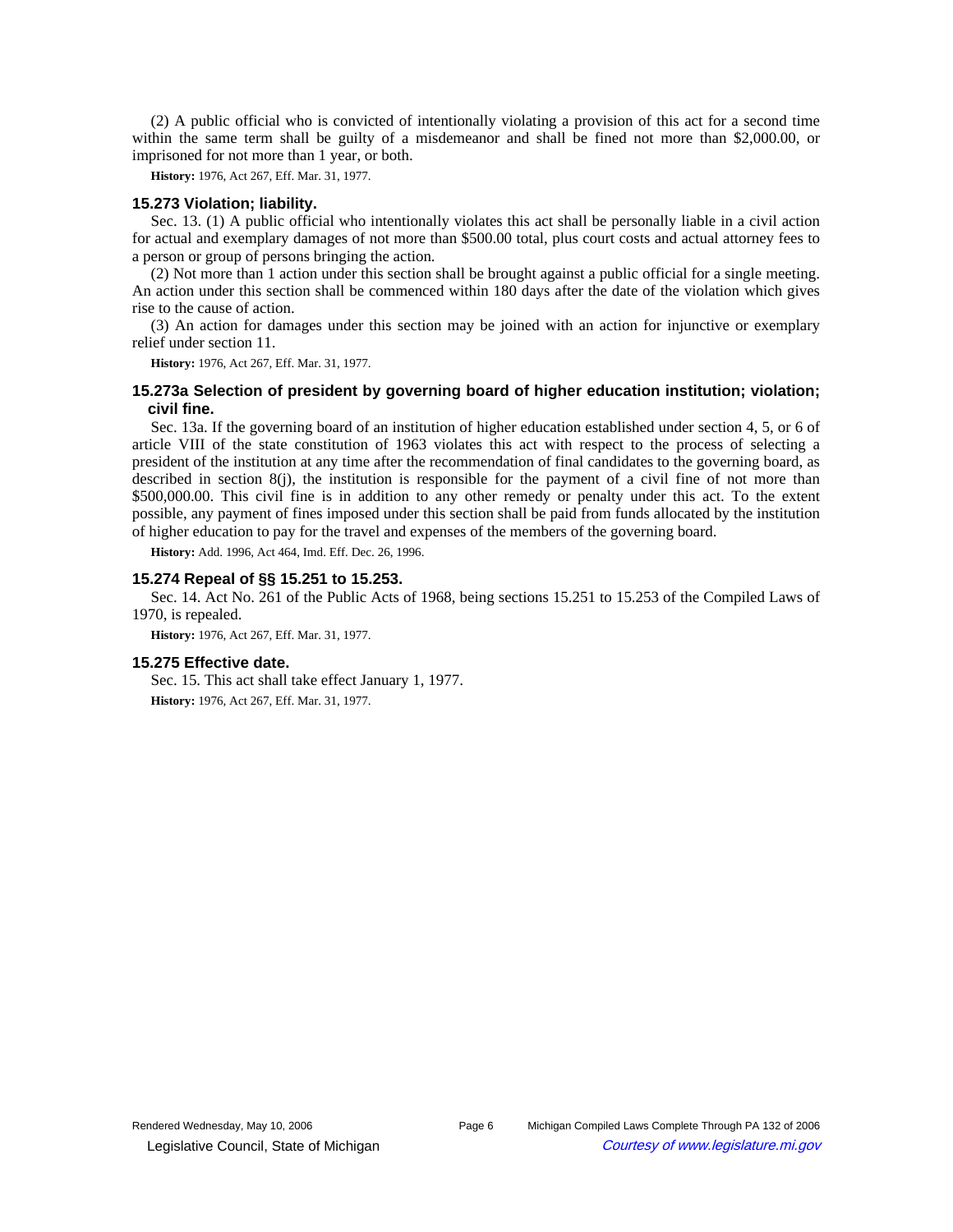(2) A public official who is convicted of intentionally violating a provision of this act for a second time within the same term shall be guilty of a misdemeanor and shall be fined not more than $2,000.00, or imprisoned for not more than 1 year, or both.

**History:** 1976, Act 267, Eff. Mar. 31, 1977.

### 15.273 Violation; liability.

Sec. 13. (1) A public official who intentionally violates this act shall be personally liable in a civil action for actual and exemplary damages of not more than $500.00 total, plus court costs and actual attorney fees to a person or group of persons bringing the action.

(2) Not more than 1 action under this section shall be brought against a public official for a single meeting. An action under this section shall be commenced within 180 days after the date of the violation which gives rise to the cause of action.

(3) An action for damages under this section may be joined with an action for injunctive or exemplary relief under section 11.

**History:** 1976, Act 267, Eff. Mar. 31, 1977.

### 15.273a Selection of president by governing board of higher education institution; violation; civil fine.

Sec. 13a. If the governing board of an institution of higher education established under section 4, 5, or 6 of article VIII of the state constitution of 1963 violates this act with respect to the process of selecting a president of the institution at any time after the recommendation of final candidates to the governing board, as described in section 8(j), the institution is responsible for the payment of a civil fine of not more than $500,000.00. This civil fine is in addition to any other remedy or penalty under this act. To the extent possible, any payment of fines imposed under this section shall be paid from funds allocated by the institution of higher education to pay for the travel and expenses of the members of the governing board.

**History:** Add. 1996, Act 464, Imd. Eff. Dec. 26, 1996.

### 15.274 Repeal of §§ 15.251 to 15.253.

Sec. 14. Act No. 261 of the Public Acts of 1968, being sections 15.251 to 15.253 of the Compiled Laws of 1970, is repealed.

**History:** 1976, Act 267, Eff. Mar. 31, 1977.

### 15.275 Effective date.

Sec. 15. This act shall take effect January 1, 1977.

**History:** 1976, Act 267, Eff. Mar. 31, 1977.